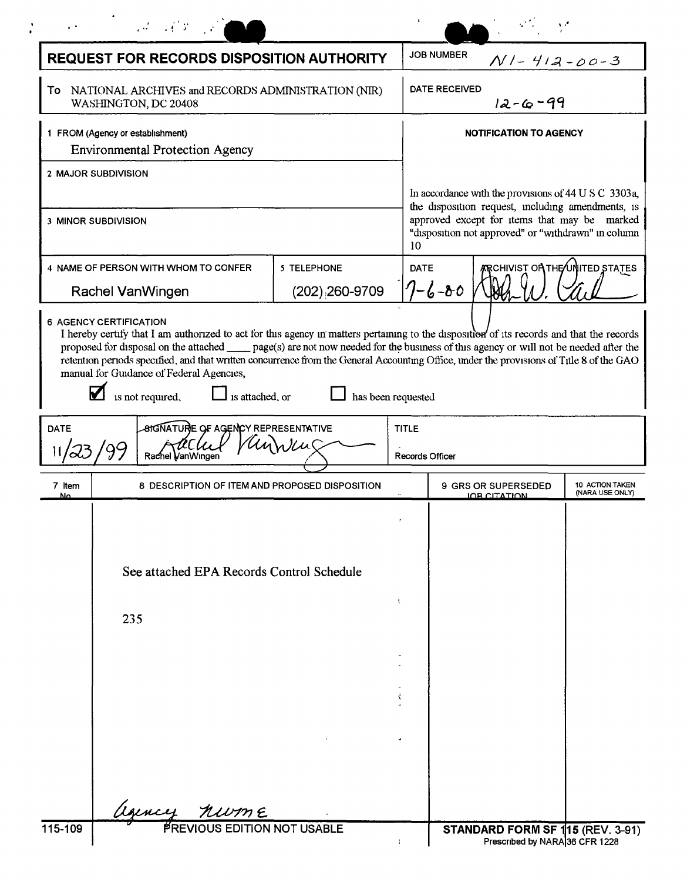# REQUEST FOR RECORDS DISPOSITION AUTHORITY

| | |
|---|---|
| **To** NATIONAL ARCHIVES and RECORDS ADMINISTRATION (NIR) WASHINGTON, DC 20408 | **JOB NUMBER** N1-412-00-3 |
| | **DATE RECEIVED** 12-6-99 |

**1 FROM (Agency or establishment)**
Environmental Protection Agency

**2 MAJOR SUBDIVISION**

**3 MINOR SUBDIVISION**

**NOTIFICATION TO AGENCY**

In accordance with the provisions of 44 U S C 3303a, the disposition request, including amendments, is approved except for items that may be marked "disposition not approved" or "withdrawn" in column 10

| 4 NAME OF PERSON WITH WHOM TO CONFER | 5 TELEPHONE | DATE | ARCHIVIST OF THE UNITED STATES |
|---|---|---|---|
| Rachel VanWingen | (202) 260-9709 | 7-6-00 | John W. Carl |

**6 AGENCY CERTIFICATION**

I hereby certify that I am authorized to act for this agency in matters pertaining to the disposition of its records and that the records proposed for disposal on the attached ____ page(s) are not now needed for the business of this agency or will not be needed after the retention periods specified, and that written concurrence from the General Accounting Office, under the provisions of Title 8 of the GAO manual for Guidance of Federal Agencies,

☑ is not required, ☐ is attached, or ☐ has been requested

| DATE | SIGNATURE OF AGENCY REPRESENTATIVE | TITLE |
|---|---|---|
| 11/23/99 | Rachel VanWingen | Records Officer |

| 7 Item No | 8 DESCRIPTION OF ITEM AND PROPOSED DISPOSITION | 9 GRS OR SUPERSEDED JOB CITATION | 10 ACTION TAKEN (NARA USE ONLY) |
|---|---|---|---|
| | See attached EPA Records Control Schedule<br><br>235<br><br>agency nume | | |

115-109 PREVIOUS EDITION NOT USABLE

**STANDARD FORM SF 115 (REV. 3-91)**
Prescribed by NARA 36 CFR 1228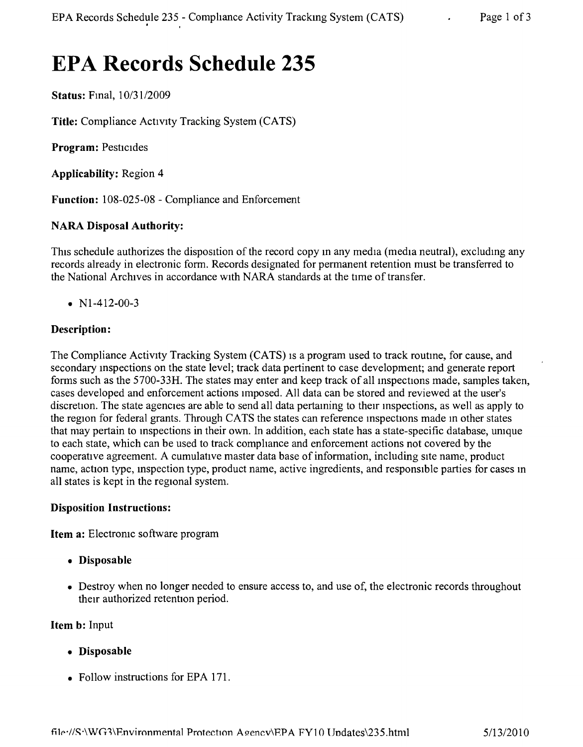# EPA Records Schedule 235

**Status:** Final, 10/31/2009

**Title:** Compliance Activity Tracking System (CATS)

**Program:** Pesticides

**Applicability:** Region 4

**Function:** 108-025-08 - Compliance and Enforcement

**NARA Disposal Authority:**

This schedule authorizes the disposition of the record copy in any media (media neutral), excluding any records already in electronic form. Records designated for permanent retention must be transferred to the National Archives in accordance with NARA standards at the time of transfer.

- N1-412-00-3

**Description:**

The Compliance Activity Tracking System (CATS) is a program used to track routine, for cause, and secondary inspections on the state level; track data pertinent to case development; and generate report forms such as the 5700-33H. The states may enter and keep track of all inspections made, samples taken, cases developed and enforcement actions imposed. All data can be stored and reviewed at the user's discretion. The state agencies are able to send all data pertaining to their inspections, as well as apply to the region for federal grants. Through CATS the states can reference inspections made in other states that may pertain to inspections in their own. In addition, each state has a state-specific database, unique to each state, which can be used to track compliance and enforcement actions not covered by the cooperative agreement. A cumulative master data base of information, including site name, product name, action type, inspection type, product name, active ingredients, and responsible parties for cases in all states is kept in the regional system.

**Disposition Instructions:**

**Item a:** Electronic software program

- **Disposable**
- Destroy when no longer needed to ensure access to, and use of, the electronic records throughout their authorized retention period.

**Item b:** Input

- **Disposable**
- Follow instructions for EPA 171.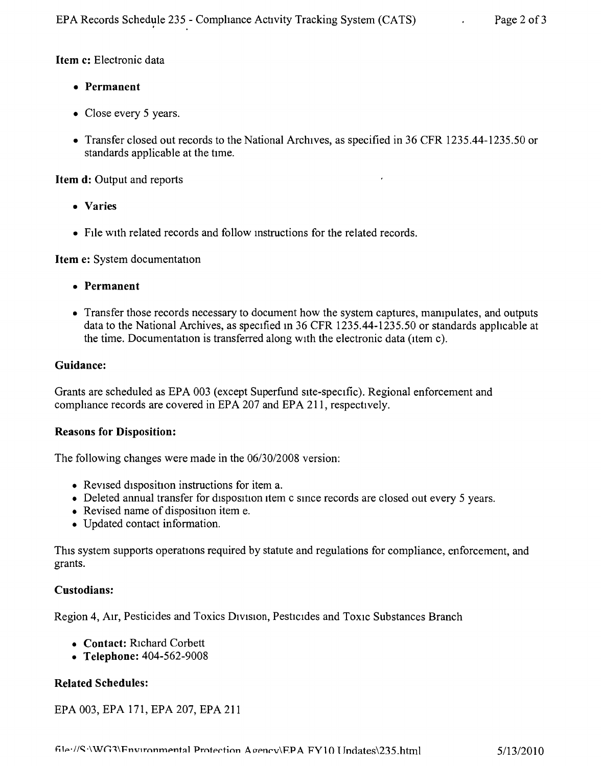**Item c:** Electronic data

- **Permanent**
- Close every 5 years.
- Transfer closed out records to the National Archives, as specified in 36 CFR 1235.44-1235.50 or standards applicable at the time.

**Item d:** Output and reports

- **Varies**
- File with related records and follow instructions for the related records.

**Item e:** System documentation

- **Permanent**
- Transfer those records necessary to document how the system captures, manipulates, and outputs data to the National Archives, as specified in 36 CFR 1235.44-1235.50 or standards applicable at the time. Documentation is transferred along with the electronic data (item c).

### Guidance:

Grants are scheduled as EPA 003 (except Superfund site-specific). Regional enforcement and compliance records are covered in EPA 207 and EPA 211, respectively.

### Reasons for Disposition:

The following changes were made in the 06/30/2008 version:

- Revised disposition instructions for item a.
- Deleted annual transfer for disposition item c since records are closed out every 5 years.
- Revised name of disposition item e.
- Updated contact information.

This system supports operations required by statute and regulations for compliance, enforcement, and grants.

### Custodians:

Region 4, Air, Pesticides and Toxics Division, Pesticides and Toxic Substances Branch

- **Contact:** Richard Corbett
- **Telephone:** 404-562-9008

### Related Schedules:

EPA 003, EPA 171, EPA 207, EPA 211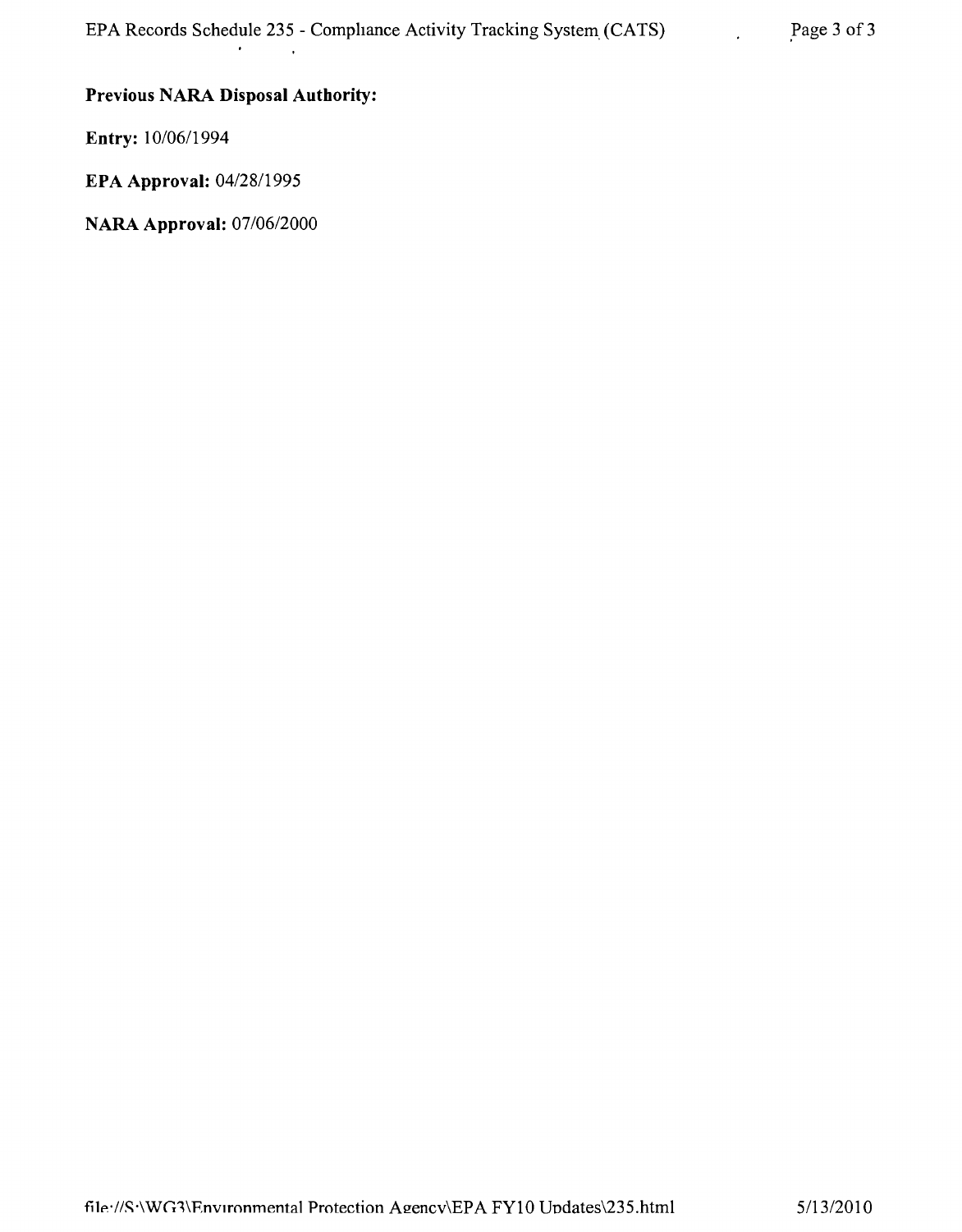**Previous NARA Disposal Authority:**

**Entry:** 10/06/1994

**EPA Approval:** 04/28/1995

**NARA Approval:** 07/06/2000